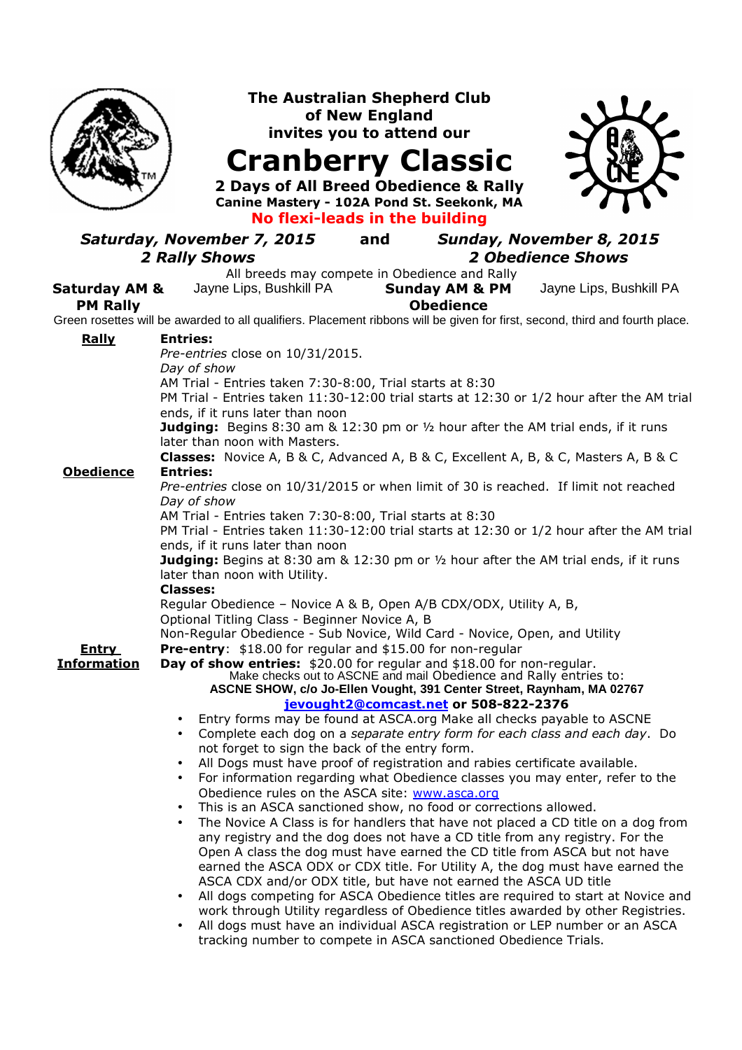# The Australian Shepherd Club of New England invites you to attend our

# Cranberry Classic

**2 Days of All Breed Obedience & Rally**

**Canine Mastery - 102A Pond St. Seekonk, MA**

**No flexi-leads in the building**

| ***Saturday, November 7, 2015*** | **and** | ***Sunday, November 8, 2015*** |
|---|---|---|
| ***2 Rally Shows*** | | ***2 Obedience Shows*** |

All breeds may compete in Obedience and Rally

| **Saturday AM & PM Rally** | Jayne Lips, Bushkill PA | **Sunday AM & PM Obedience** | Jayne Lips, Bushkill PA |
|---|---|---|---|

Green rosettes will be awarded to all qualifiers. Placement ribbons will be given for first, second, third and fourth place.

## Rally

**Entries:**

*Pre-entries* close on 10/31/2015.

*Day of show*

AM Trial - Entries taken 7:30-8:00, Trial starts at 8:30

PM Trial - Entries taken 11:30-12:00 trial starts at 12:30 or 1/2 hour after the AM trial ends, if it runs later than noon

**Judging:** Begins 8:30 am & 12:30 pm or ½ hour after the AM trial ends, if it runs later than noon with Masters.

**Classes:** Novice A, B & C, Advanced A, B & C, Excellent A, B, & C, Masters A, B & C

## Obedience

**Entries:**

*Pre-entries* close on 10/31/2015 or when limit of 30 is reached. If limit not reached

*Day of show*

AM Trial - Entries taken 7:30-8:00, Trial starts at 8:30

PM Trial - Entries taken 11:30-12:00 trial starts at 12:30 or 1/2 hour after the AM trial ends, if it runs later than noon

**Judging:** Begins at 8:30 am & 12:30 pm or ½ hour after the AM trial ends, if it runs later than noon with Utility.

**Classes:**

Regular Obedience – Novice A & B, Open A/B CDX/ODX, Utility A, B,

Optional Titling Class - Beginner Novice A, B

Non-Regular Obedience - Sub Novice, Wild Card - Novice, Open, and Utility

## Entry Information

**Pre-entry**: $18.00 for regular and $15.00 for non-regular

**Day of show entries:** $20.00 for regular and $18.00 for non-regular.

Make checks out to ASCNE and mail Obedience and Rally entries to:

**ASCNE SHOW, c/o Jo-Ellen Vought, 391 Center Street, Raynham, MA 02767**

**jevought2@comcast.net or 508-822-2376**

- Entry forms may be found at ASCA.org Make all checks payable to ASCNE
- Complete each dog on a *separate entry form for each class and each day*. Do not forget to sign the back of the entry form.
- All Dogs must have proof of registration and rabies certificate available.
- For information regarding what Obedience classes you may enter, refer to the Obedience rules on the ASCA site: www.asca.org
- This is an ASCA sanctioned show, no food or corrections allowed.
- The Novice A Class is for handlers that have not placed a CD title on a dog from any registry and the dog does not have a CD title from any registry. For the Open A class the dog must have earned the CD title from ASCA but not have earned the ASCA ODX or CDX title. For Utility A, the dog must have earned the ASCA CDX and/or ODX title, but have not earned the ASCA UD title
- All dogs competing for ASCA Obedience titles are required to start at Novice and work through Utility regardless of Obedience titles awarded by other Registries.
- All dogs must have an individual ASCA registration or LEP number or an ASCA tracking number to compete in ASCA sanctioned Obedience Trials.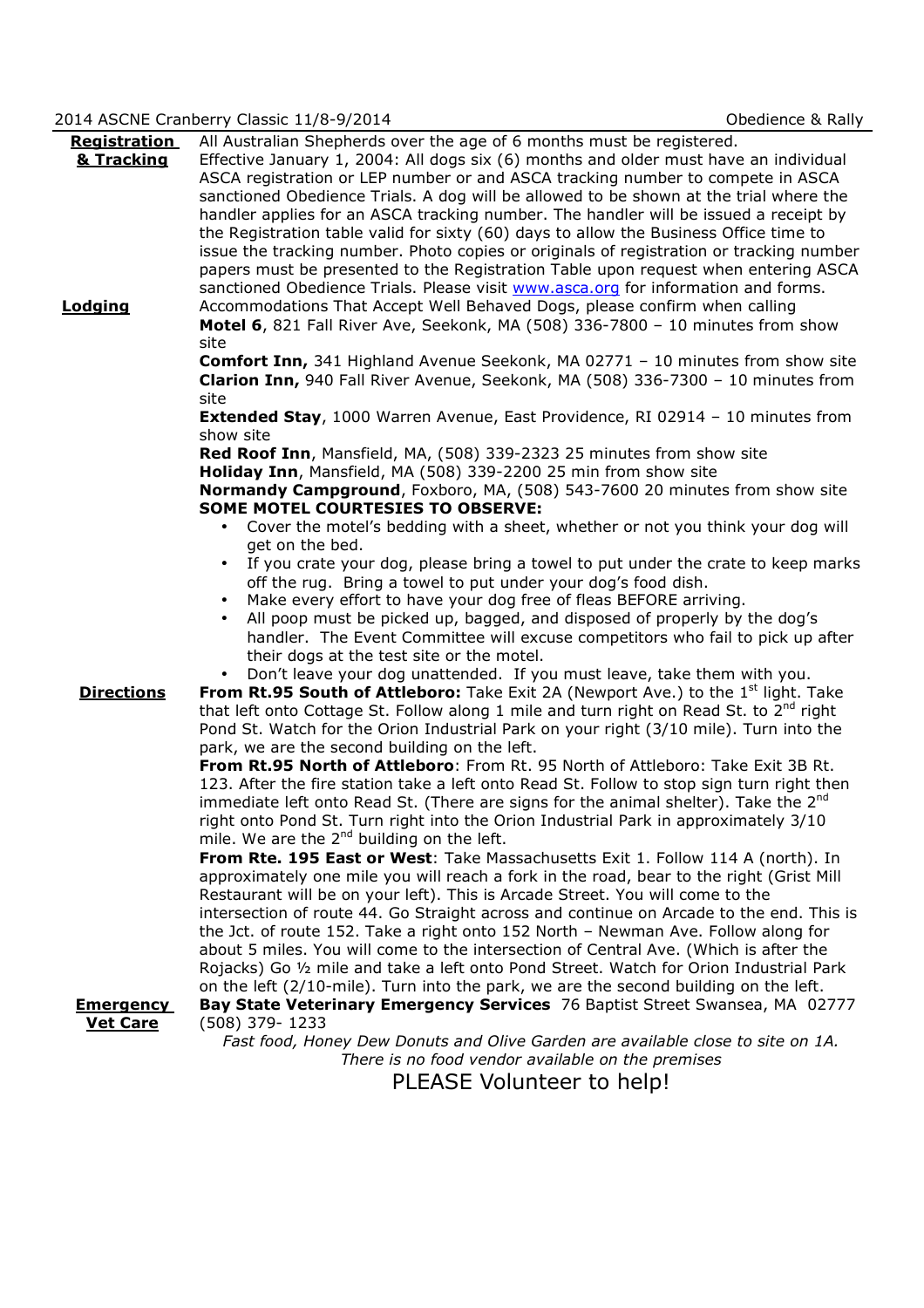**Registration & Tracking**

All Australian Shepherds over the age of 6 months must be registered.
Effective January 1, 2004: All dogs six (6) months and older must have an individual ASCA registration or LEP number or and ASCA tracking number to compete in ASCA sanctioned Obedience Trials. A dog will be allowed to be shown at the trial where the handler applies for an ASCA tracking number. The handler will be issued a receipt by the Registration table valid for sixty (60) days to allow the Business Office time to issue the tracking number. Photo copies or originals of registration or tracking number papers must be presented to the Registration Table upon request when entering ASCA sanctioned Obedience Trials. Please visit [www.asca.org](http://www.asca.org) for information and forms.

**Lodging**

Accommodations That Accept Well Behaved Dogs, please confirm when calling

**Motel 6**, 821 Fall River Ave, Seekonk, MA (508) 336-7800 – 10 minutes from show site
**Comfort Inn,** 341 Highland Avenue Seekonk, MA 02771 – 10 minutes from show site
**Clarion Inn,** 940 Fall River Avenue, Seekonk, MA (508) 336-7300 – 10 minutes from site
**Extended Stay**, 1000 Warren Avenue, East Providence, RI 02914 – 10 minutes from show site
**Red Roof Inn**, Mansfield, MA, (508) 339-2323 25 minutes from show site
**Holiday Inn**, Mansfield, MA (508) 339-2200 25 min from show site
**Normandy Campground**, Foxboro, MA, (508) 543-7600 20 minutes from show site

**SOME MOTEL COURTESIES TO OBSERVE:**

- Cover the motel's bedding with a sheet, whether or not you think your dog will get on the bed.
- If you crate your dog, please bring a towel to put under the crate to keep marks off the rug. Bring a towel to put under your dog's food dish.
- Make every effort to have your dog free of fleas BEFORE arriving.
- All poop must be picked up, bagged, and disposed of properly by the dog's handler. The Event Committee will excuse competitors who fail to pick up after their dogs at the test site or the motel.
- Don't leave your dog unattended. If you must leave, take them with you.

**Directions**

**From Rt.95 South of Attleboro:** Take Exit 2A (Newport Ave.) to the 1st light. Take that left onto Cottage St. Follow along 1 mile and turn right on Read St. to 2nd right Pond St. Watch for the Orion Industrial Park on your right (3/10 mile). Turn into the park, we are the second building on the left.

**From Rt.95 North of Attleboro**: From Rt. 95 North of Attleboro: Take Exit 3B Rt. 123. After the fire station take a left onto Read St. Follow to stop sign turn right then immediate left onto Read St. (There are signs for the animal shelter). Take the 2nd right onto Pond St. Turn right into the Orion Industrial Park in approximately 3/10 mile. We are the 2nd building on the left.

**From Rte. 195 East or West**: Take Massachusetts Exit 1. Follow 114 A (north). In approximately one mile you will reach a fork in the road, bear to the right (Grist Mill Restaurant will be on your left). This is Arcade Street. You will come to the intersection of route 44. Go Straight across and continue on Arcade to the end. This is the Jct. of route 152. Take a right onto 152 North – Newman Ave. Follow along for about 5 miles. You will come to the intersection of Central Ave. (Which is after the Rojacks) Go ½ mile and take a left onto Pond Street. Watch for Orion Industrial Park on the left (2/10-mile). Turn into the park, we are the second building on the left.

**Emergency Vet Care**

**Bay State Veterinary Emergency Services** 76 Baptist Street Swansea, MA 02777
(508) 379- 1233

*Fast food, Honey Dew Donuts and Olive Garden are available close to site on 1A.*
*There is no food vendor available on the premises*

PLEASE Volunteer to help!